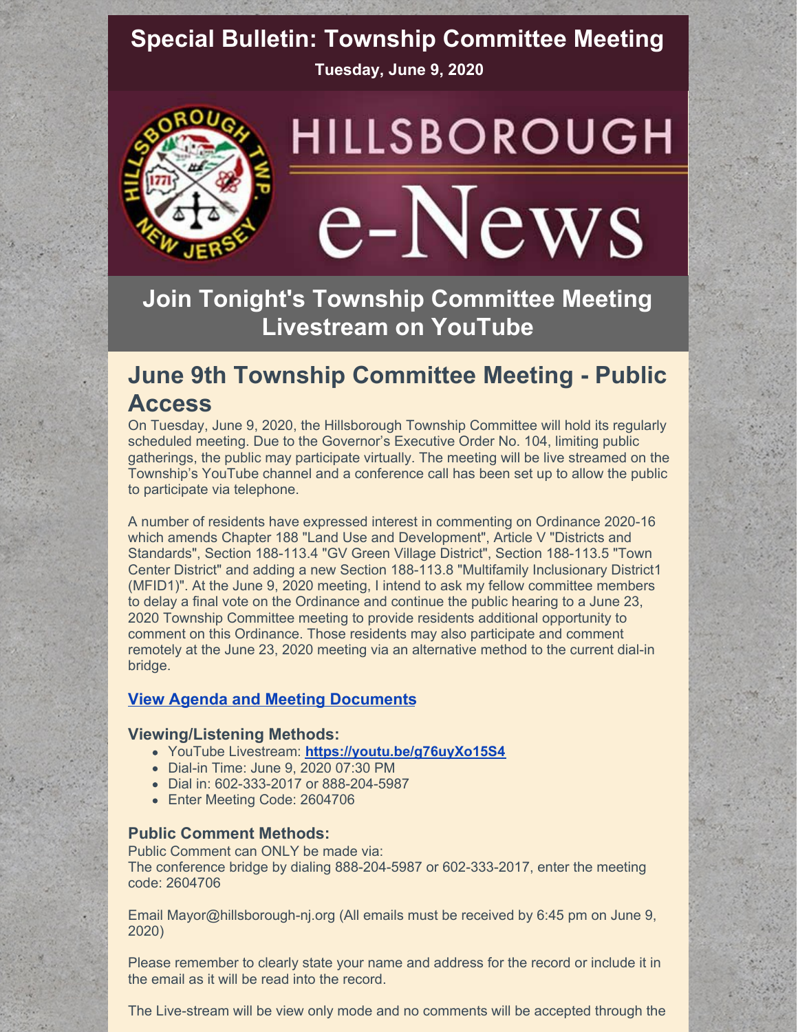# Special Bulletin: Township Committee Meeting

**Tuesday, June 9, 2020**

HILLSBOROUGH e-News

## Join Tonight's Township Committee Meeting Livestream on YouTube

## June 9th Township Committee Meeting - Public Access

On Tuesday, June 9, 2020, the Hillsborough Township Committee will hold its regularly scheduled meeting. Due to the Governor's Executive Order No. 104, limiting public gatherings, the public may participate virtually. The meeting will be live streamed on the Township's YouTube channel and a conference call has been set up to allow the public to participate via telephone.

A number of residents have expressed interest in commenting on Ordinance 2020-16 which amends Chapter 188 "Land Use and Development", Article V "Districts and Standards", Section 188-113.4 "GV Green Village District", Section 188-113.5 "Town Center District" and adding a new Section 188-113.8 "Multifamily Inclusionary District1 (MFID1)". At the June 9, 2020 meeting, I intend to ask my fellow committee members to delay a final vote on the Ordinance and continue the public hearing to a June 23, 2020 Township Committee meeting to provide residents additional opportunity to comment on this Ordinance. Those residents may also participate and comment remotely at the June 23, 2020 meeting via an alternative method to the current dial-in bridge.

### **View Agenda and Meeting Documents**

### Viewing/Listening Methods:

- YouTube Livestream: **https://youtu.be/g76uyXo15S4**
- Dial-in Time: June 9, 2020 07:30 PM
- Dial in: 602-333-2017 or 888-204-5987
- Enter Meeting Code: 2604706

### Public Comment Methods:

Public Comment can ONLY be made via:
The conference bridge by dialing 888-204-5987 or 602-333-2017, enter the meeting code: 2604706

Email Mayor@hillsborough-nj.org (All emails must be received by 6:45 pm on June 9, 2020)

Please remember to clearly state your name and address for the record or include it in the email as it will be read into the record.

The Live-stream will be view only mode and no comments will be accepted through the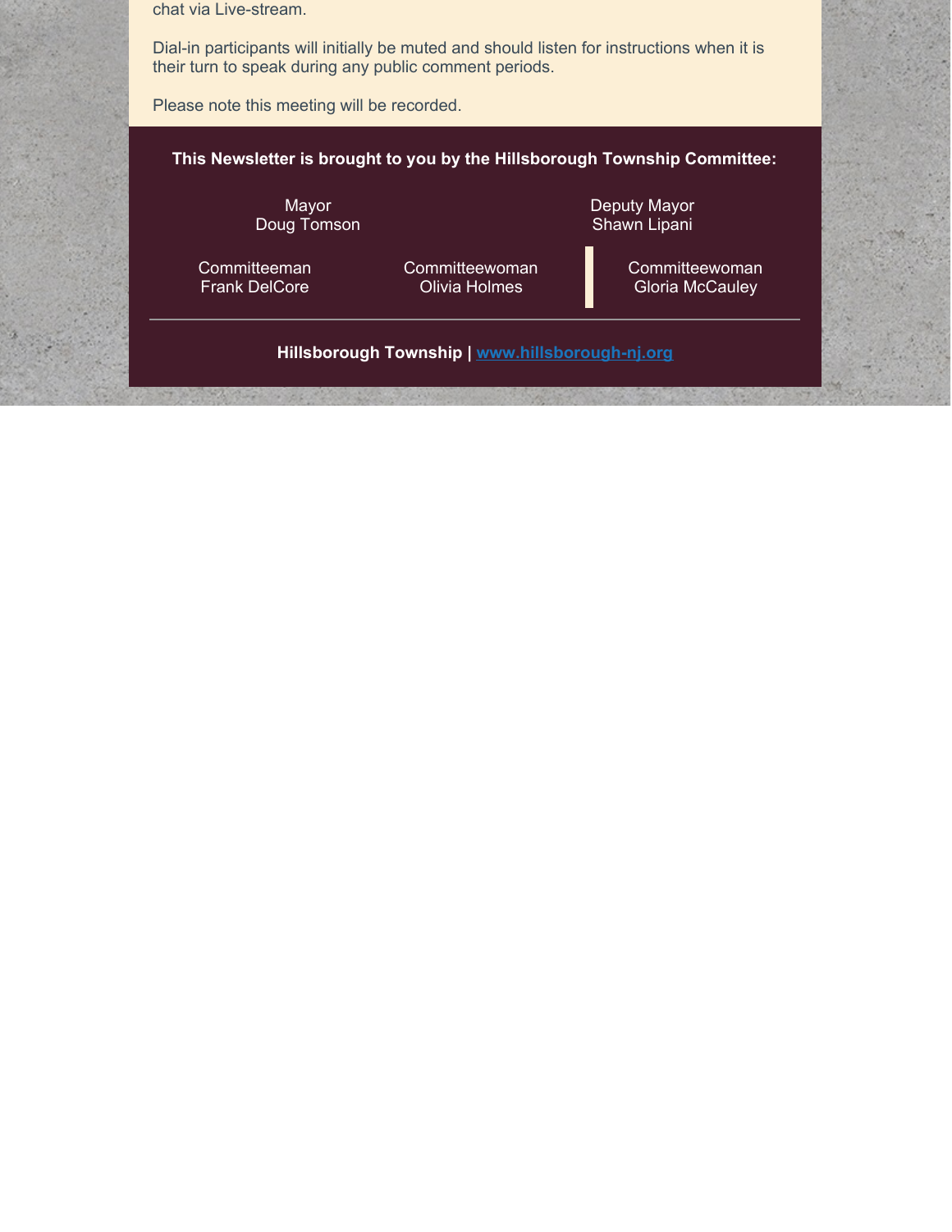chat via Live-stream.

Dial-in participants will initially be muted and should listen for instructions when it is their turn to speak during any public comment periods.

Please note this meeting will be recorded.

**This Newsletter is brought to you by the Hillsborough Township Committee:**

Mayor
Doug Tomson

Deputy Mayor
Shawn Lipani

Committeeman
Frank DelCore

Committeewoman
Olivia Holmes

Committeewoman
Gloria McCauley

**Hillsborough Township | [www.hillsborough-nj.org](http://www.hillsborough-nj.org)**